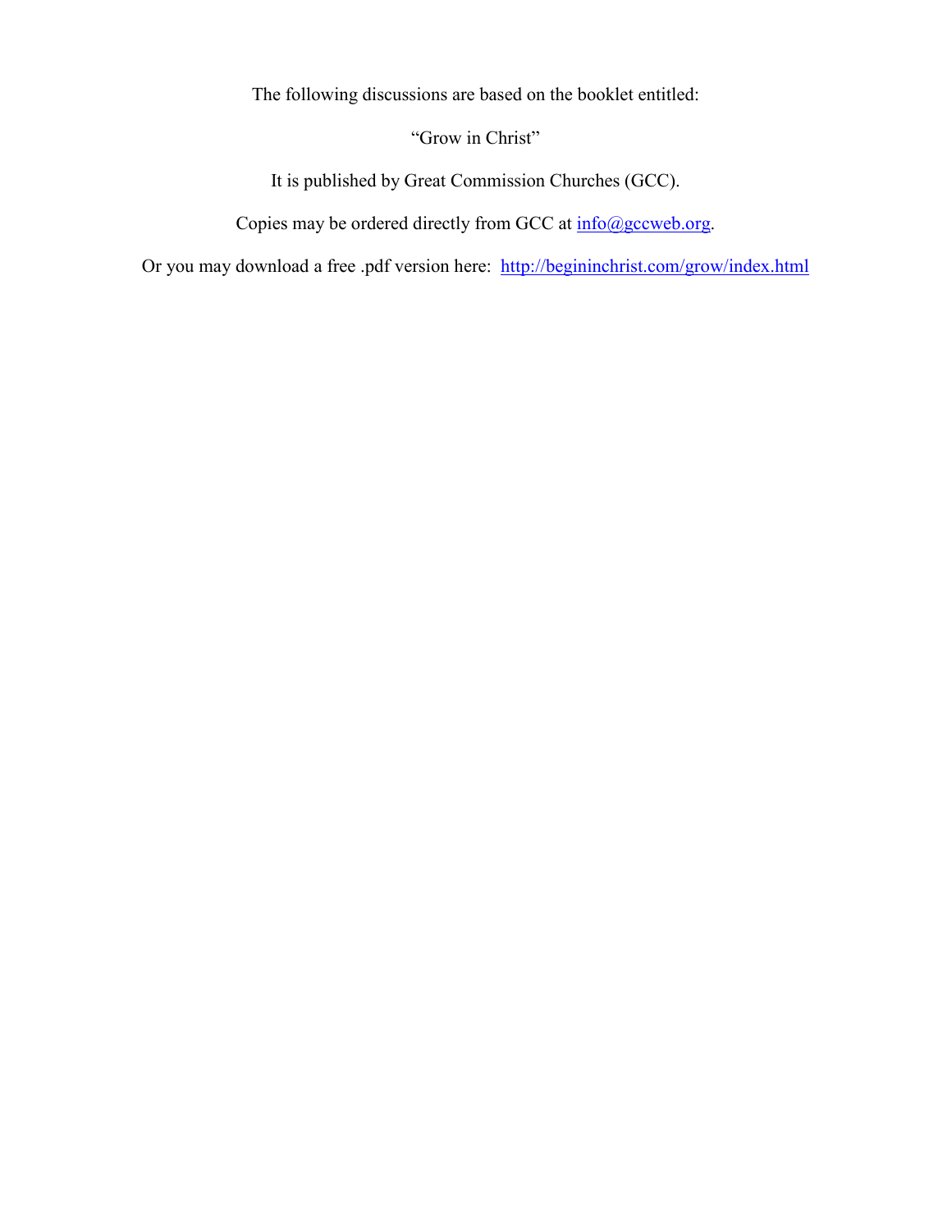The following discussions are based on the booklet entitled:

"Grow in Christ"

It is published by Great Commission Churches (GCC).

Copies may be ordered directly from GCC at info@gccweb.org.

Or you may download a free .pdf version here: http://begininchrist.com/grow/index.html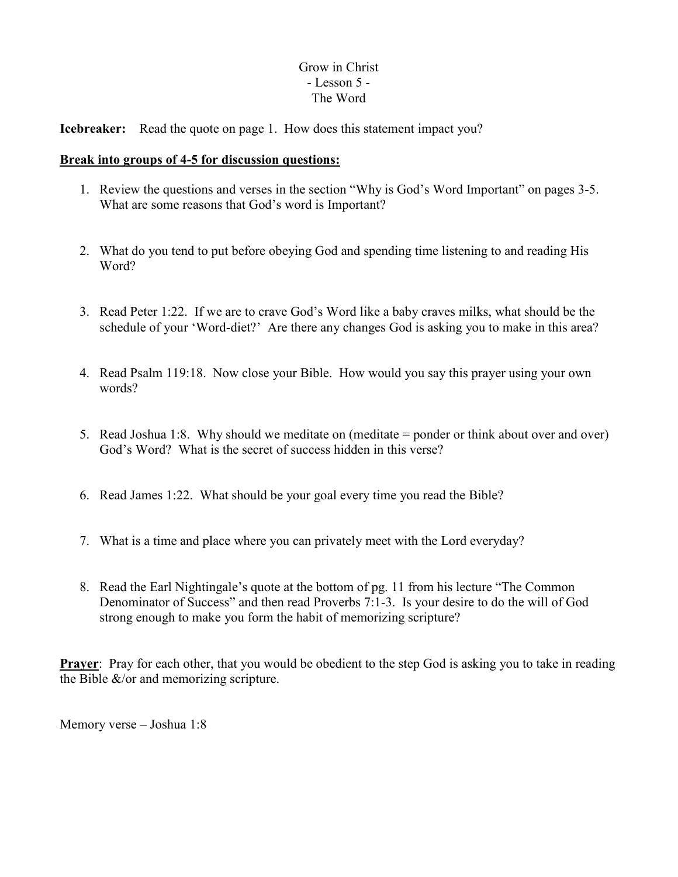# Grow in Christ
## - Lesson 5 -
## The Word

**Icebreaker:** Read the quote on page 1. How does this statement impact you?

**Break into groups of 4-5 for discussion questions:**

1. Review the questions and verses in the section "Why is God's Word Important" on pages 3-5. What are some reasons that God's word is Important?

2. What do you tend to put before obeying God and spending time listening to and reading His Word?

3. Read Peter 1:22. If we are to crave God's Word like a baby craves milks, what should be the schedule of your 'Word-diet?' Are there any changes God is asking you to make in this area?

4. Read Psalm 119:18. Now close your Bible. How would you say this prayer using your own words?

5. Read Joshua 1:8. Why should we meditate on (meditate = ponder or think about over and over) God's Word? What is the secret of success hidden in this verse?

6. Read James 1:22. What should be your goal every time you read the Bible?

7. What is a time and place where you can privately meet with the Lord everyday?

8. Read the Earl Nightingale's quote at the bottom of pg. 11 from his lecture "The Common Denominator of Success" and then read Proverbs 7:1-3. Is your desire to do the will of God strong enough to make you form the habit of memorizing scripture?

**Prayer**: Pray for each other, that you would be obedient to the step God is asking you to take in reading the Bible &/or and memorizing scripture.

Memory verse – Joshua 1:8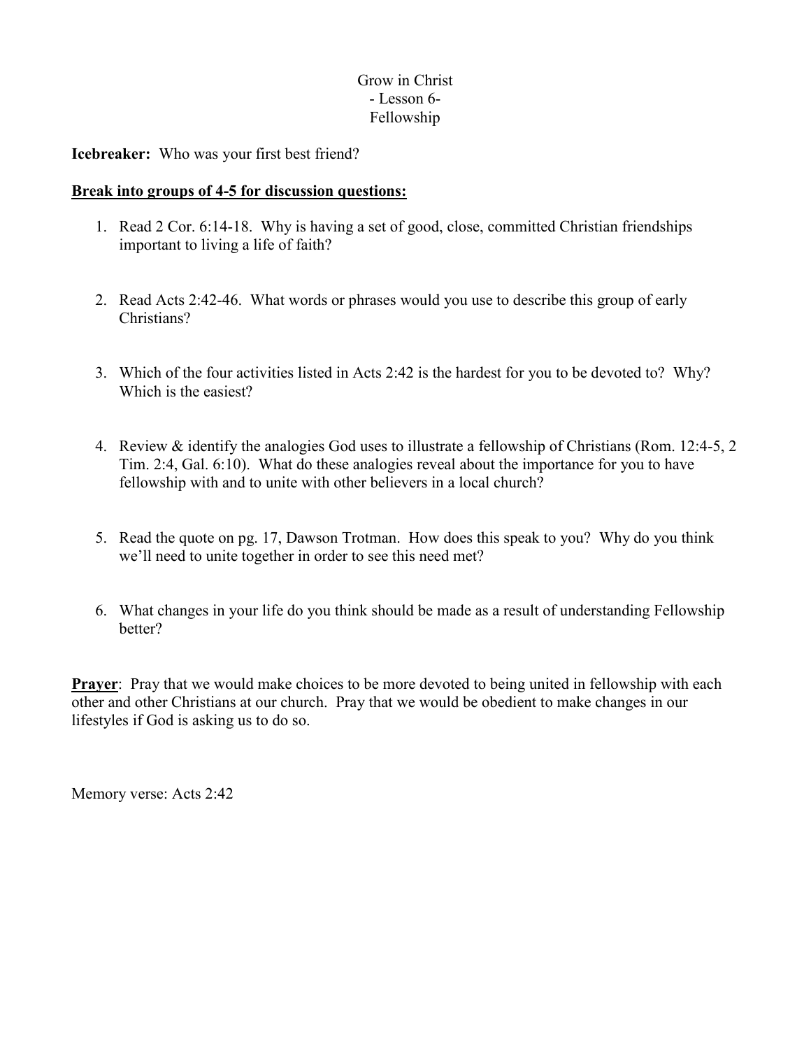# Grow in Christ
## - Lesson 6-
## Fellowship

**Icebreaker:** Who was your first best friend?

**<u>Break into groups of 4-5 for discussion questions:</u>**

1. Read 2 Cor. 6:14-18. Why is having a set of good, close, committed Christian friendships important to living a life of faith?

2. Read Acts 2:42-46. What words or phrases would you use to describe this group of early Christians?

3. Which of the four activities listed in Acts 2:42 is the hardest for you to be devoted to? Why? Which is the easiest?

4. Review & identify the analogies God uses to illustrate a fellowship of Christians (Rom. 12:4-5, 2 Tim. 2:4, Gal. 6:10). What do these analogies reveal about the importance for you to have fellowship with and to unite with other believers in a local church?

5. Read the quote on pg. 17, Dawson Trotman. How does this speak to you? Why do you think we'll need to unite together in order to see this need met?

6. What changes in your life do you think should be made as a result of understanding Fellowship better?

**<u>Prayer</u>**: Pray that we would make choices to be more devoted to being united in fellowship with each other and other Christians at our church. Pray that we would be obedient to make changes in our lifestyles if God is asking us to do so.

Memory verse: Acts 2:42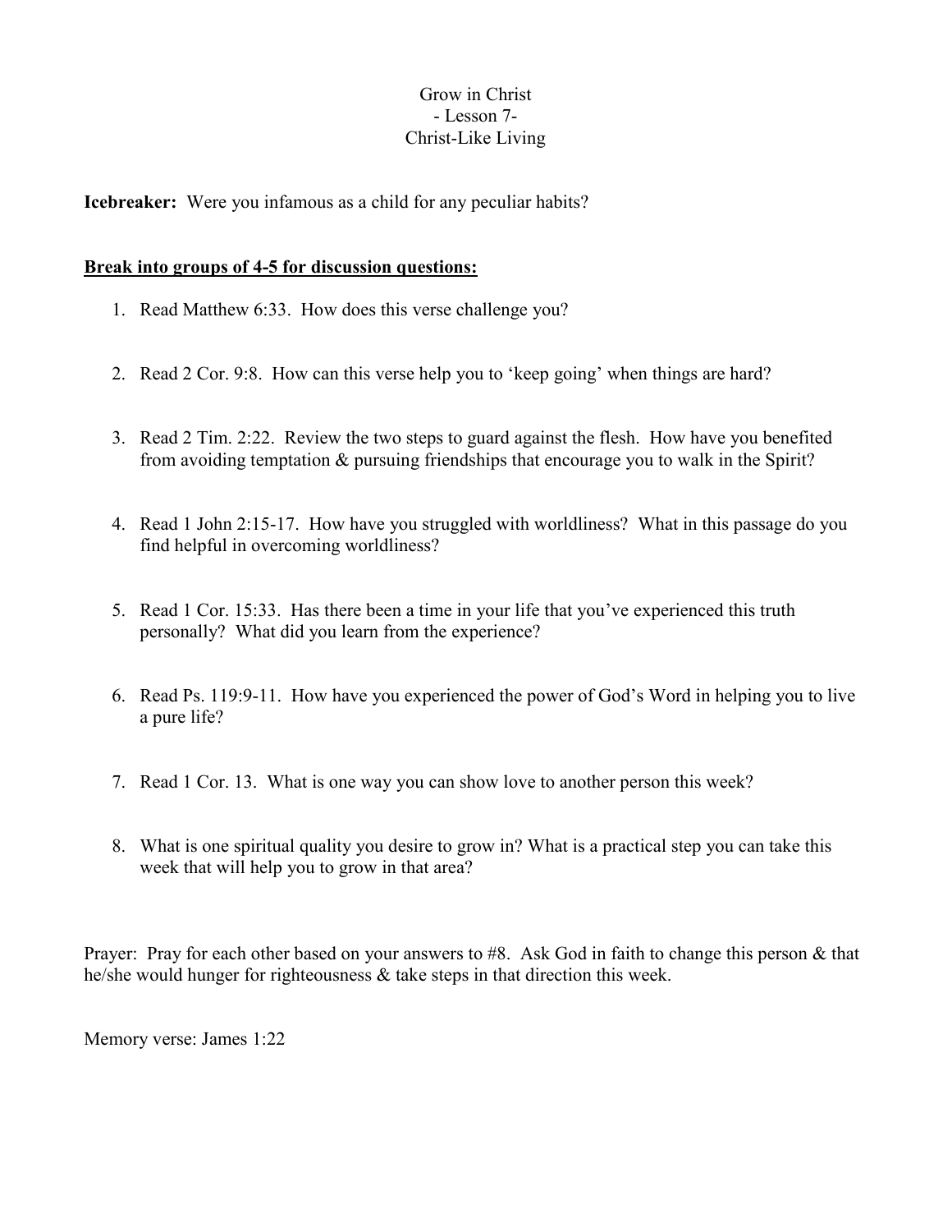# Grow in Christ
## - Lesson 7-
## Christ-Like Living

**Icebreaker:** Were you infamous as a child for any peculiar habits?

**Break into groups of 4-5 for discussion questions:**

1. Read Matthew 6:33. How does this verse challenge you?

2. Read 2 Cor. 9:8. How can this verse help you to 'keep going' when things are hard?

3. Read 2 Tim. 2:22. Review the two steps to guard against the flesh. How have you benefited from avoiding temptation & pursuing friendships that encourage you to walk in the Spirit?

4. Read 1 John 2:15-17. How have you struggled with worldliness? What in this passage do you find helpful in overcoming worldliness?

5. Read 1 Cor. 15:33. Has there been a time in your life that you've experienced this truth personally? What did you learn from the experience?

6. Read Ps. 119:9-11. How have you experienced the power of God's Word in helping you to live a pure life?

7. Read 1 Cor. 13. What is one way you can show love to another person this week?

8. What is one spiritual quality you desire to grow in? What is a practical step you can take this week that will help you to grow in that area?

Prayer: Pray for each other based on your answers to #8. Ask God in faith to change this person & that he/she would hunger for righteousness & take steps in that direction this week.

Memory verse: James 1:22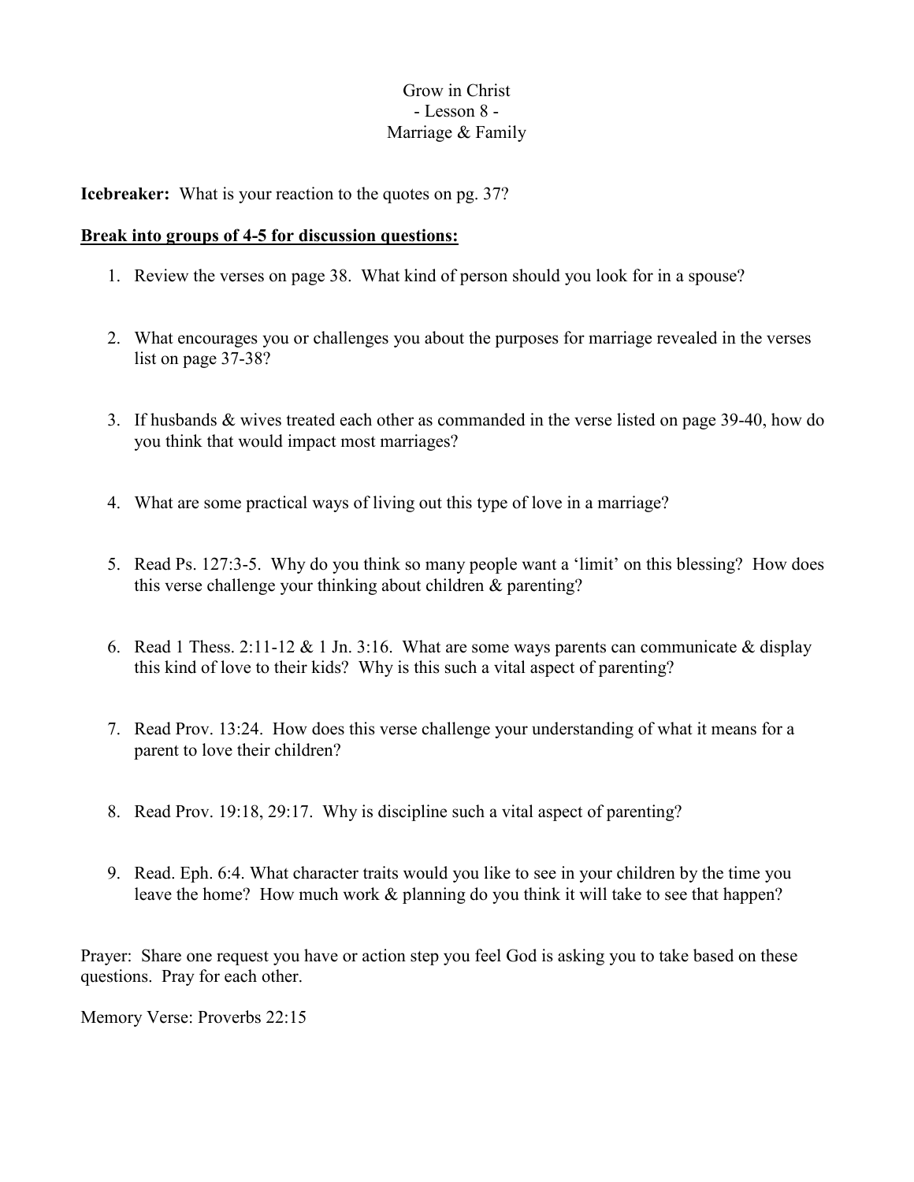# Grow in Christ
## - Lesson 8 -
## Marriage & Family

**Icebreaker:** What is your reaction to the quotes on pg. 37?

**<u>Break into groups of 4-5 for discussion questions:</u>**

1. Review the verses on page 38. What kind of person should you look for in a spouse?

2. What encourages you or challenges you about the purposes for marriage revealed in the verses list on page 37-38?

3. If husbands & wives treated each other as commanded in the verse listed on page 39-40, how do you think that would impact most marriages?

4. What are some practical ways of living out this type of love in a marriage?

5. Read Ps. 127:3-5. Why do you think so many people want a 'limit' on this blessing? How does this verse challenge your thinking about children & parenting?

6. Read 1 Thess. 2:11-12 & 1 Jn. 3:16. What are some ways parents can communicate & display this kind of love to their kids? Why is this such a vital aspect of parenting?

7. Read Prov. 13:24. How does this verse challenge your understanding of what it means for a parent to love their children?

8. Read Prov. 19:18, 29:17. Why is discipline such a vital aspect of parenting?

9. Read. Eph. 6:4. What character traits would you like to see in your children by the time you leave the home? How much work & planning do you think it will take to see that happen?

Prayer: Share one request you have or action step you feel God is asking you to take based on these questions. Pray for each other.

Memory Verse: Proverbs 22:15